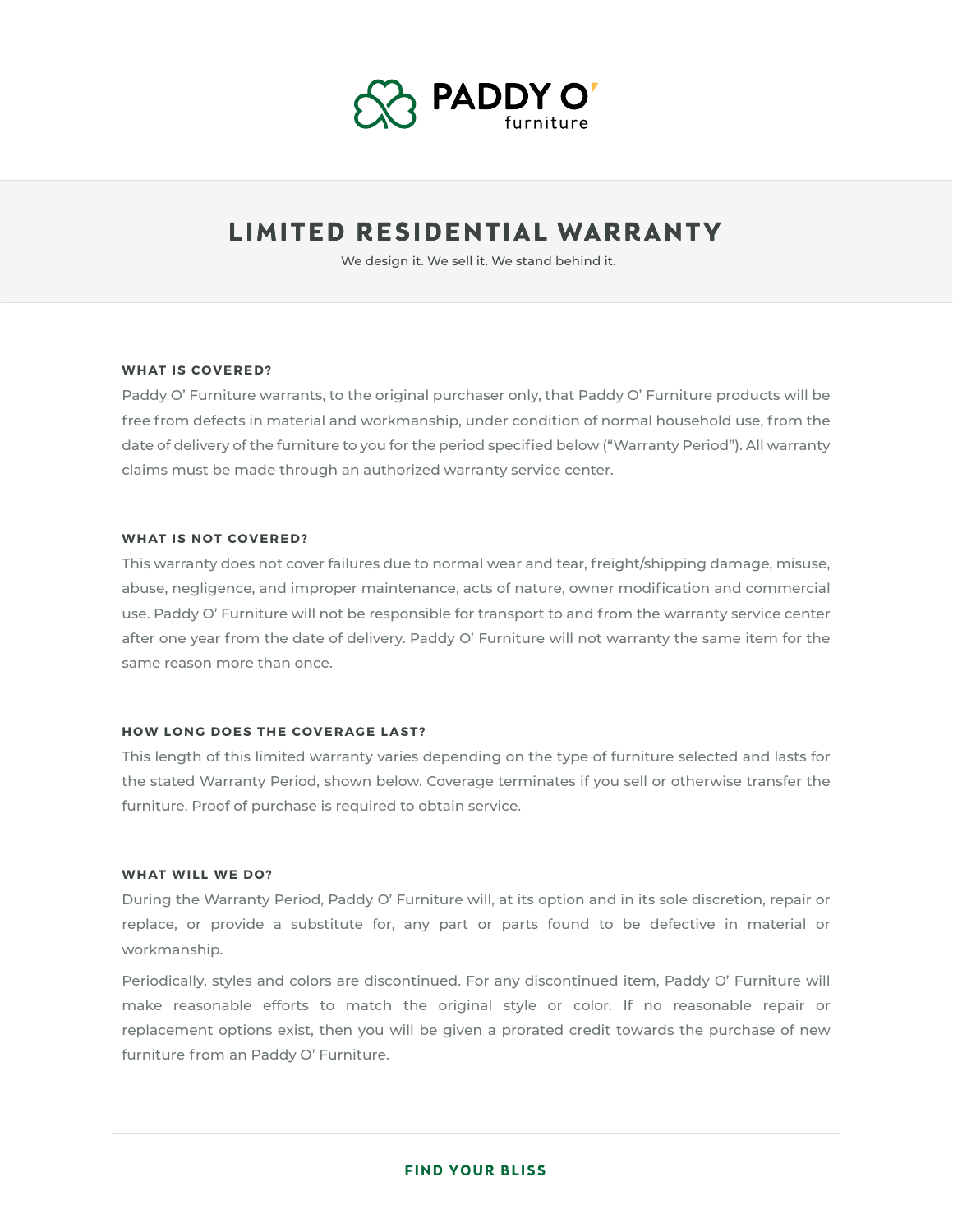PADDY O' furniture

# LIMITED RESIDENTIAL WARRANTY

We design it. We sell it. We stand behind it.

### WHAT IS COVERED?

Paddy O' Furniture warrants, to the original purchaser only, that Paddy O' Furniture products will be free from defects in material and workmanship, under condition of normal household use, from the date of delivery of the furniture to you for the period specified below ("Warranty Period"). All warranty claims must be made through an authorized warranty service center.

### WHAT IS NOT COVERED?

This warranty does not cover failures due to normal wear and tear, freight/shipping damage, misuse, abuse, negligence, and improper maintenance, acts of nature, owner modification and commercial use. Paddy O' Furniture will not be responsible for transport to and from the warranty service center after one year from the date of delivery. Paddy O' Furniture will not warranty the same item for the same reason more than once.

### HOW LONG DOES THE COVERAGE LAST?

This length of this limited warranty varies depending on the type of furniture selected and lasts for the stated Warranty Period, shown below. Coverage terminates if you sell or otherwise transfer the furniture. Proof of purchase is required to obtain service.

### WHAT WILL WE DO?

During the Warranty Period, Paddy O' Furniture will, at its option and in its sole discretion, repair or replace, or provide a substitute for, any part or parts found to be defective in material or workmanship.

Periodically, styles and colors are discontinued. For any discontinued item, Paddy O' Furniture will make reasonable efforts to match the original style or color. If no reasonable repair or replacement options exist, then you will be given a prorated credit towards the purchase of new furniture from an Paddy O' Furniture.

**FIND YOUR BLISS**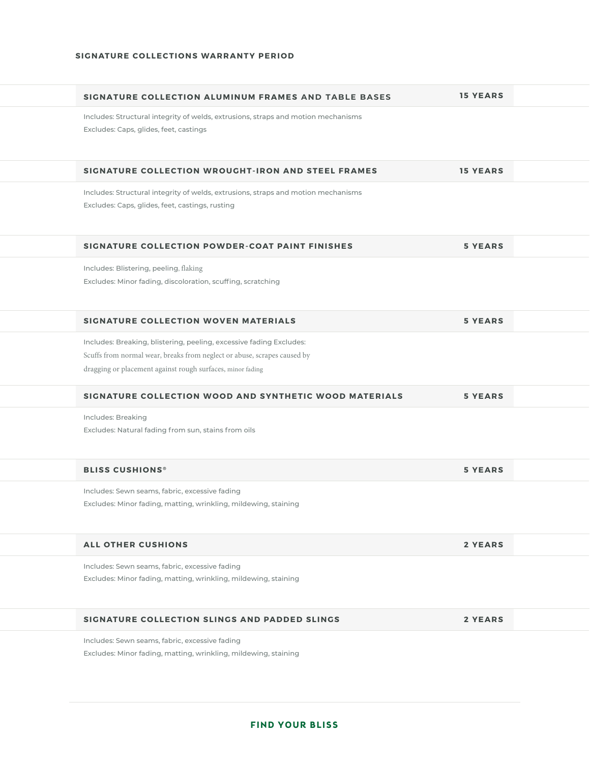## SIGNATURE COLLECTIONS WARRANTY PERIOD

### SIGNATURE COLLECTION ALUMINUM FRAMES AND TABLE BASES — 15 YEARS

Includes: Structural integrity of welds, extrusions, straps and motion mechanisms

Excludes: Caps, glides, feet, castings

### SIGNATURE COLLECTION WROUGHT-IRON AND STEEL FRAMES — 15 YEARS

Includes: Structural integrity of welds, extrusions, straps and motion mechanisms

Excludes: Caps, glides, feet, castings, rusting

### SIGNATURE COLLECTION POWDER-COAT PAINT FINISHES — 5 YEARS

Includes: Blistering, peeling, flaking

Excludes: Minor fading, discoloration, scuffing, scratching

### SIGNATURE COLLECTION WOVEN MATERIALS — 5 YEARS

Includes: Breaking, blistering, peeling, excessive fading Excludes: Scuffs from normal wear, breaks from neglect or abuse, scrapes caused by dragging or placement against rough surfaces, minor fading

### SIGNATURE COLLECTION WOOD AND SYNTHETIC WOOD MATERIALS — 5 YEARS

Includes: Breaking

Excludes: Natural fading from sun, stains from oils

### BLISS CUSHIONS® — 5 YEARS

Includes: Sewn seams, fabric, excessive fading

Excludes: Minor fading, matting, wrinkling, mildewing, staining

### ALL OTHER CUSHIONS — 2 YEARS

Includes: Sewn seams, fabric, excessive fading

Excludes: Minor fading, matting, wrinkling, mildewing, staining

### SIGNATURE COLLECTION SLINGS AND PADDED SLINGS — 2 YEARS

Includes: Sewn seams, fabric, excessive fading

Excludes: Minor fading, matting, wrinkling, mildewing, staining

**FIND YOUR BLISS**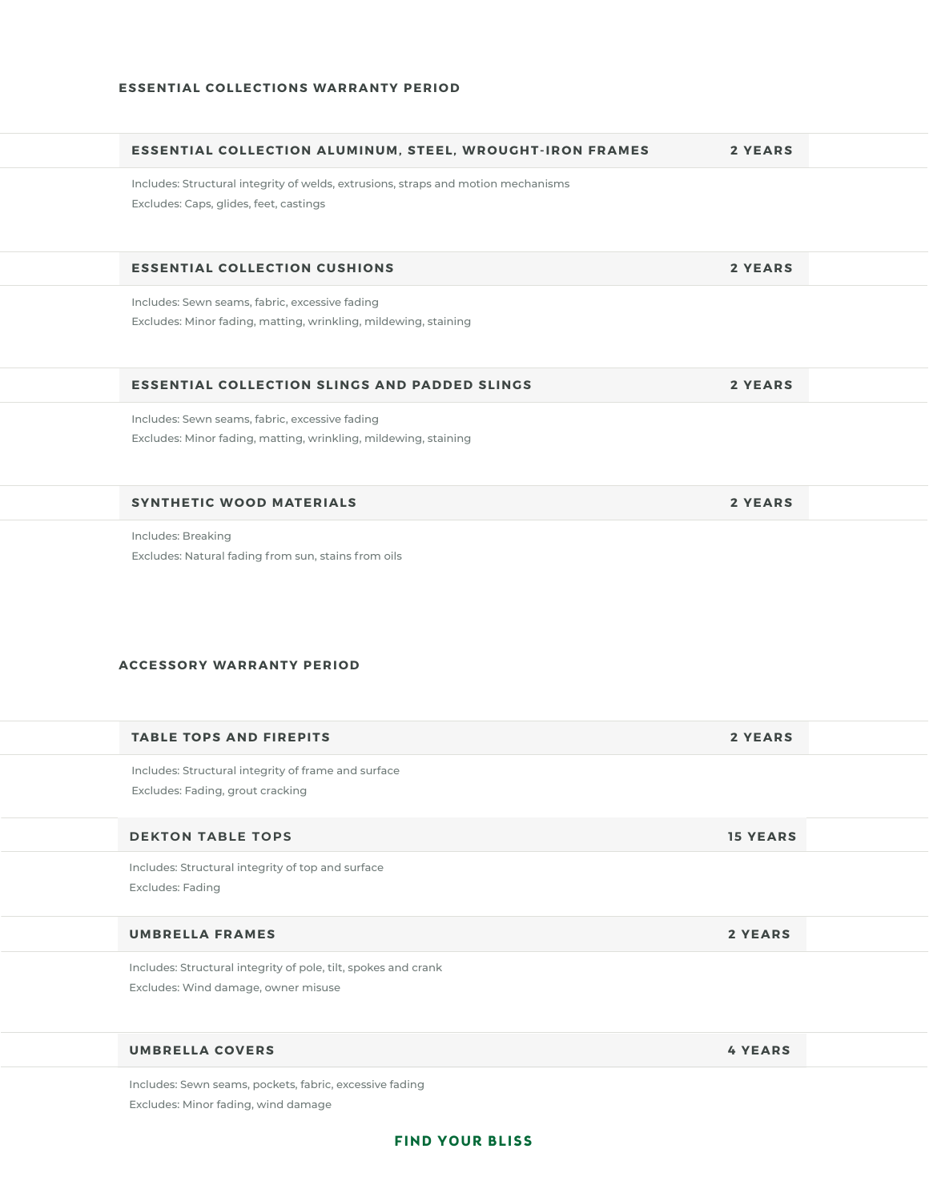## ESSENTIAL COLLECTIONS WARRANTY PERIOD

### ESSENTIAL COLLECTION ALUMINUM, STEEL, WROUGHT-IRON FRAMES — 2 YEARS

Includes: Structural integrity of welds, extrusions, straps and motion mechanisms

Excludes: Caps, glides, feet, castings

### ESSENTIAL COLLECTION CUSHIONS — 2 YEARS

Includes: Sewn seams, fabric, excessive fading

Excludes: Minor fading, matting, wrinkling, mildewing, staining

### ESSENTIAL COLLECTION SLINGS AND PADDED SLINGS — 2 YEARS

Includes: Sewn seams, fabric, excessive fading

Excludes: Minor fading, matting, wrinkling, mildewing, staining

### SYNTHETIC WOOD MATERIALS — 2 YEARS

Includes: Breaking

Excludes: Natural fading from sun, stains from oils

## ACCESSORY WARRANTY PERIOD

### TABLE TOPS AND FIREPITS — 2 YEARS

Includes: Structural integrity of frame and surface

Excludes: Fading, grout cracking

### DEKTON TABLE TOPS — 15 YEARS

Includes: Structural integrity of top and surface

Excludes: Fading

### UMBRELLA FRAMES — 2 YEARS

Includes: Structural integrity of pole, tilt, spokes and crank

Excludes: Wind damage, owner misuse

### UMBRELLA COVERS — 4 YEARS

Includes: Sewn seams, pockets, fabric, excessive fading

Excludes: Minor fading, wind damage

**FIND YOUR BLISS**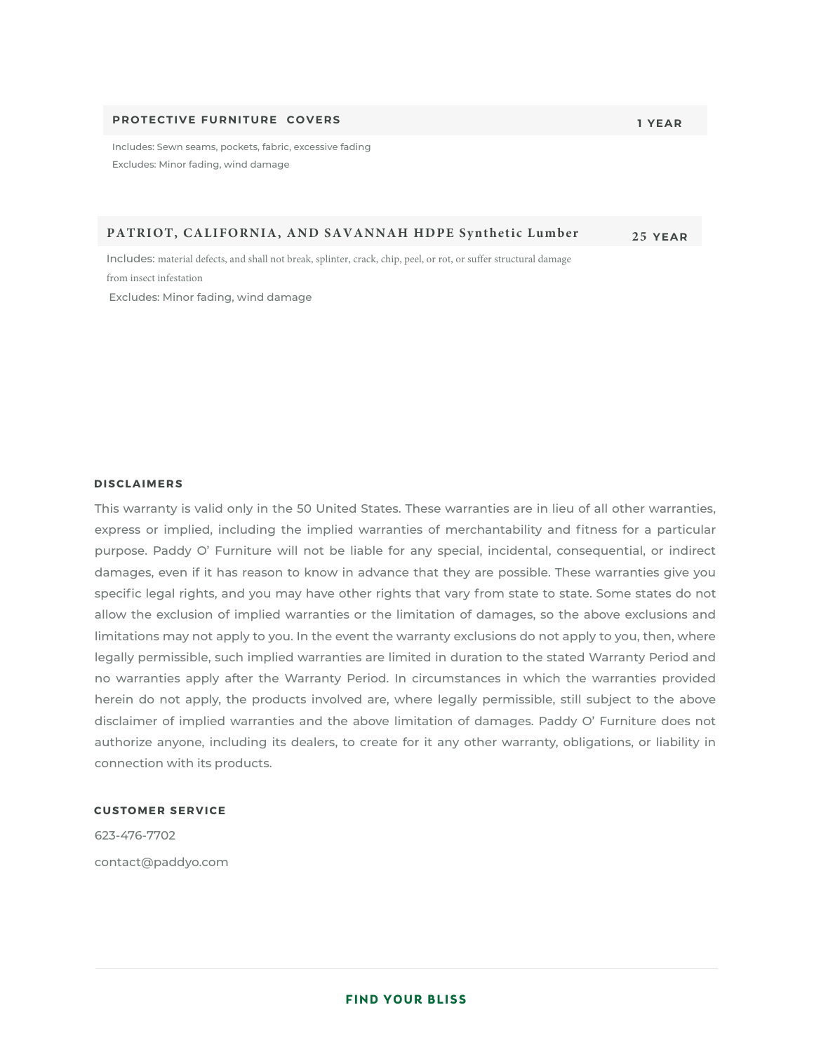## PROTECTIVE FURNITURE COVERS — 1 YEAR

Includes: Sewn seams, pockets, fabric, excessive fading

Excludes: Minor fading, wind damage

## PATRIOT, CALIFORNIA, AND SAVANNAH HDPE Synthetic Lumber — 25 YEAR

Includes: material defects, and shall not break, splinter, crack, chip, peel, or rot, or suffer structural damage from insect infestation

Excludes: Minor fading, wind damage

### DISCLAIMERS

This warranty is valid only in the 50 United States. These warranties are in lieu of all other warranties, express or implied, including the implied warranties of merchantability and fitness for a particular purpose. Paddy O' Furniture will not be liable for any special, incidental, consequential, or indirect damages, even if it has reason to know in advance that they are possible. These warranties give you specific legal rights, and you may have other rights that vary from state to state. Some states do not allow the exclusion of implied warranties or the limitation of damages, so the above exclusions and limitations may not apply to you. In the event the warranty exclusions do not apply to you, then, where legally permissible, such implied warranties are limited in duration to the stated Warranty Period and no warranties apply after the Warranty Period. In circumstances in which the warranties provided herein do not apply, the products involved are, where legally permissible, still subject to the above disclaimer of implied warranties and the above limitation of damages. Paddy O' Furniture does not authorize anyone, including its dealers, to create for it any other warranty, obligations, or liability in connection with its products.

### CUSTOMER SERVICE

623-476-7702

contact@paddyo.com

**FIND YOUR BLISS**